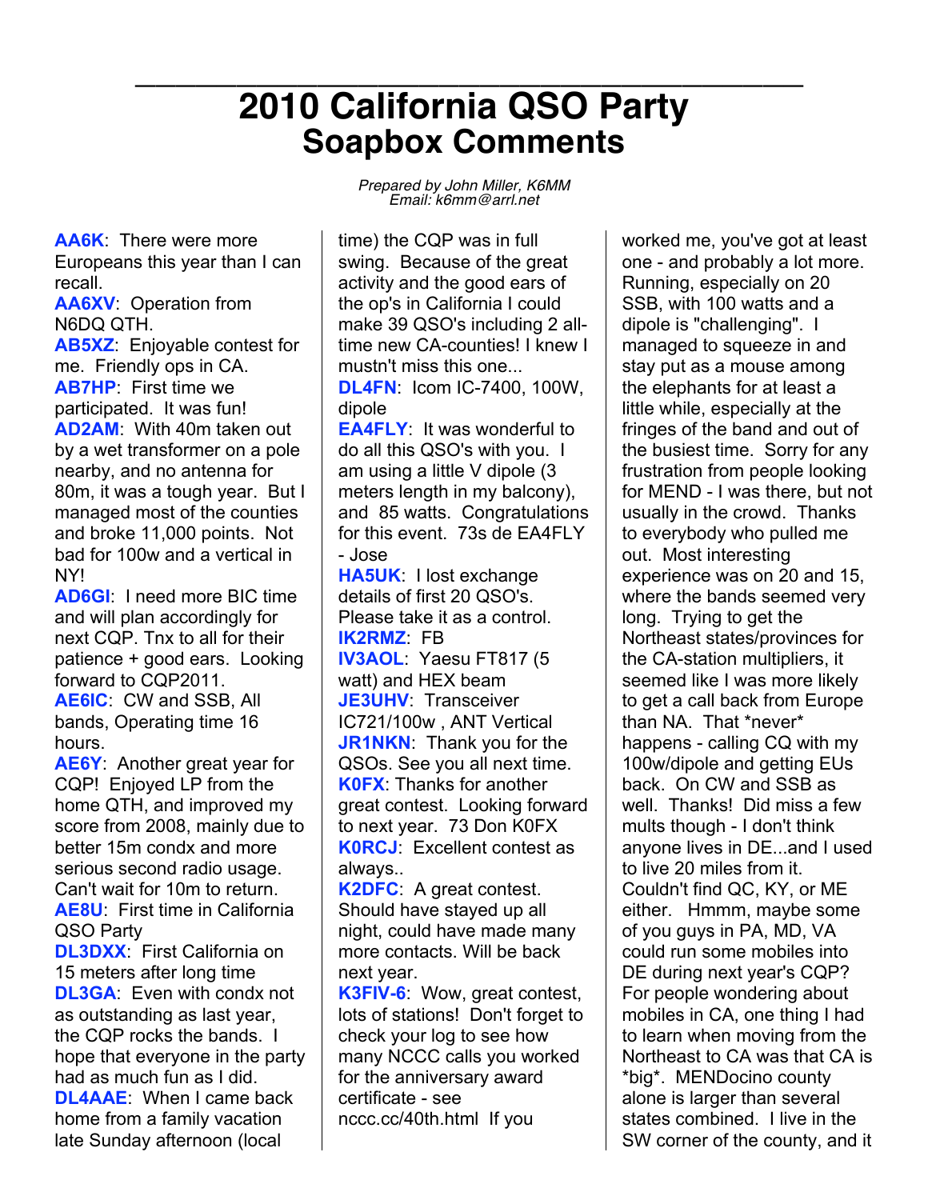# 2010 California QSO Party Soapbox Comments

*Prepared by John Miller, K6MM*
*Email: k6mm@arrl.net*

**AA6K**: There were more Europeans this year than I can recall.

**AA6XV**: Operation from N6DQ QTH.

**AB5XZ**: Enjoyable contest for me. Friendly ops in CA.

**AB7HP**: First time we participated. It was fun!

**AD2AM**: With 40m taken out by a wet transformer on a pole nearby, and no antenna for 80m, it was a tough year. But I managed most of the counties and broke 11,000 points. Not bad for 100w and a vertical in NY!

**AD6GI**: I need more BIC time and will plan accordingly for next CQP. Tnx to all for their patience + good ears. Looking forward to CQP2011.

**AE6IC**: CW and SSB, All bands, Operating time 16 hours.

**AE6Y**: Another great year for CQP! Enjoyed LP from the home QTH, and improved my score from 2008, mainly due to better 15m condx and more serious second radio usage. Can't wait for 10m to return.

**AE8U**: First time in California QSO Party

**DL3DXX**: First California on 15 meters after long time

**DL3GA**: Even with condx not as outstanding as last year, the CQP rocks the bands. I hope that everyone in the party had as much fun as I did.

**DL4AAE**: When I came back home from a family vacation late Sunday afternoon (local time) the CQP was in full swing. Because of the great activity and the good ears of the op's in California I could make 39 QSO's including 2 all-time new CA-counties! I knew I mustn't miss this one...

**DL4FN**: Icom IC-7400, 100W, dipole

**EA4FLY**: It was wonderful to do all this QSO's with you. I am using a little V dipole (3 meters length in my balcony), and 85 watts. Congratulations for this event. 73s de EA4FLY - Jose

**HA5UK**: I lost exchange details of first 20 QSO's. Please take it as a control.

**IK2RMZ**: FB

**IV3AOL**: Yaesu FT817 (5 watt) and HEX beam

**JE3UHV**: Transceiver IC721/100w , ANT Vertical

**JR1NKN**: Thank you for the QSOs. See you all next time.

**K0FX**: Thanks for another great contest. Looking forward to next year. 73 Don K0FX

**K0RCJ**: Excellent contest as always..

**K2DFC**: A great contest. Should have stayed up all night, could have made many more contacts. Will be back next year.

**K3FIV-6**: Wow, great contest, lots of stations! Don't forget to check your log to see how many NCCC calls you worked for the anniversary award certificate - see nccc.cc/40th.html If you worked me, you've got at least one - and probably a lot more. Running, especially on 20 SSB, with 100 watts and a dipole is "challenging". I managed to squeeze in and stay put as a mouse among the elephants for at least a little while, especially at the fringes of the band and out of the busiest time. Sorry for any frustration from people looking for MEND - I was there, but not usually in the crowd. Thanks to everybody who pulled me out. Most interesting experience was on 20 and 15, where the bands seemed very long. Trying to get the Northeast states/provinces for the CA-station multipliers, it seemed like I was more likely to get a call back from Europe than NA. That *never* happens - calling CQ with my 100w/dipole and getting EUs back. On CW and SSB as well. Thanks! Did miss a few mults though - I don't think anyone lives in DE...and I used to live 20 miles from it. Couldn't find QC, KY, or ME either. Hmmm, maybe some of you guys in PA, MD, VA could run some mobiles into DE during next year's CQP? For people wondering about mobiles in CA, one thing I had to learn when moving from the Northeast to CA was that CA is *big*. MENDocino county alone is larger than several states combined. I live in the SW corner of the county, and it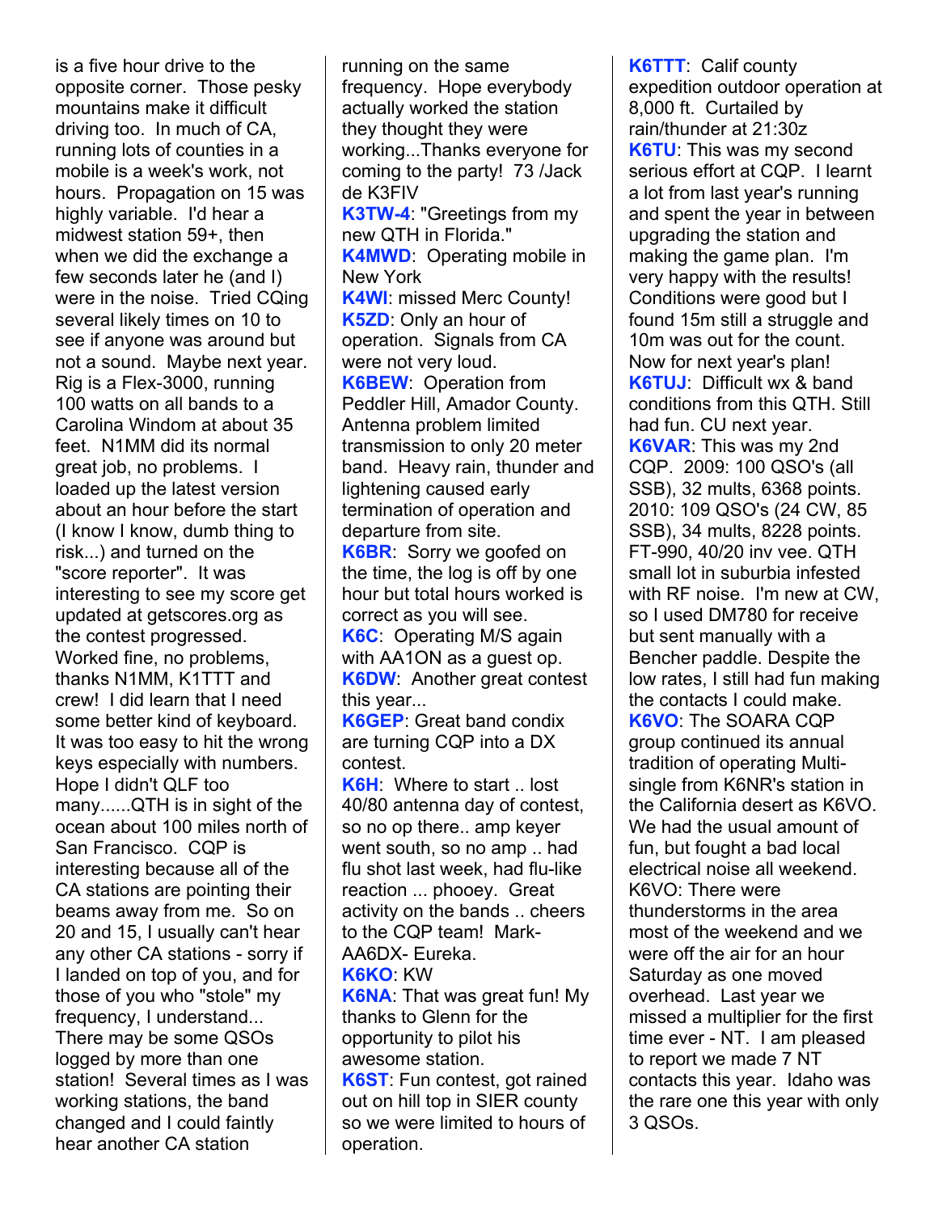is a five hour drive to the opposite corner. Those pesky mountains make it difficult driving too. In much of CA, running lots of counties in a mobile is a week's work, not hours. Propagation on 15 was highly variable. I'd hear a midwest station 59+, then when we did the exchange a few seconds later he (and I) were in the noise. Tried CQing several likely times on 10 to see if anyone was around but not a sound. Maybe next year. Rig is a Flex-3000, running 100 watts on all bands to a Carolina Windom at about 35 feet. N1MM did its normal great job, no problems. I loaded up the latest version about an hour before the start (I know I know, dumb thing to risk...) and turned on the "score reporter". It was interesting to see my score get updated at getscores.org as the contest progressed. Worked fine, no problems, thanks N1MM, K1TTT and crew! I did learn that I need some better kind of keyboard. It was too easy to hit the wrong keys especially with numbers. Hope I didn't QLF too many......QTH is in sight of the ocean about 100 miles north of San Francisco. CQP is interesting because all of the CA stations are pointing their beams away from me. So on 20 and 15, I usually can't hear any other CA stations - sorry if I landed on top of you, and for those of you who "stole" my frequency, I understand... There may be some QSOs logged by more than one station! Several times as I was working stations, the band changed and I could faintly hear another CA station running on the same frequency. Hope everybody actually worked the station they thought they were working...Thanks everyone for coming to the party! 73 /Jack de K3FIV

**K3TW-4**: "Greetings from my new QTH in Florida."

**K4MWD**: Operating mobile in New York

**K4WI**: missed Merc County!

**K5ZD**: Only an hour of operation. Signals from CA were not very loud.

**K6BEW**: Operation from Peddler Hill, Amador County. Antenna problem limited transmission to only 20 meter band. Heavy rain, thunder and lightening caused early termination of operation and departure from site.

**K6BR**: Sorry we goofed on the time, the log is off by one hour but total hours worked is correct as you will see.

**K6C**: Operating M/S again with AA1ON as a guest op.

**K6DW**: Another great contest this year...

**K6GEP**: Great band condix are turning CQP into a DX contest.

**K6H**: Where to start .. lost 40/80 antenna day of contest, so no op there.. amp keyer went south, so no amp .. had flu shot last week, had flu-like reaction ... phooey. Great activity on the bands .. cheers to the CQP team! Mark-AA6DX- Eureka.

**K6KO**: KW

**K6NA**: That was great fun! My thanks to Glenn for the opportunity to pilot his awesome station.

**K6ST**: Fun contest, got rained out on hill top in SIER county so we were limited to hours of operation.

**K6TTT**: Calif county expedition outdoor operation at 8,000 ft. Curtailed by rain/thunder at 21:30z

**K6TU**: This was my second serious effort at CQP. I learnt a lot from last year's running and spent the year in between upgrading the station and making the game plan. I'm very happy with the results! Conditions were good but I found 15m still a struggle and 10m was out for the count. Now for next year's plan!

**K6TUJ**: Difficult wx & band conditions from this QTH. Still had fun. CU next year.

**K6VAR**: This was my 2nd CQP. 2009: 100 QSO's (all SSB), 32 mults, 6368 points. 2010: 109 QSO's (24 CW, 85 SSB), 34 mults, 8228 points. FT-990, 40/20 inv vee. QTH small lot in suburbia infested with RF noise. I'm new at CW, so I used DM780 for receive but sent manually with a Bencher paddle. Despite the low rates, I still had fun making the contacts I could make.

**K6VO**: The SOARA CQP group continued its annual tradition of operating Multi-single from K6NR's station in the California desert as K6VO. We had the usual amount of fun, but fought a bad local electrical noise all weekend. K6VO: There were thunderstorms in the area most of the weekend and we were off the air for an hour Saturday as one moved overhead. Last year we missed a multiplier for the first time ever - NT. I am pleased to report we made 7 NT contacts this year. Idaho was the rare one this year with only 3 QSOs.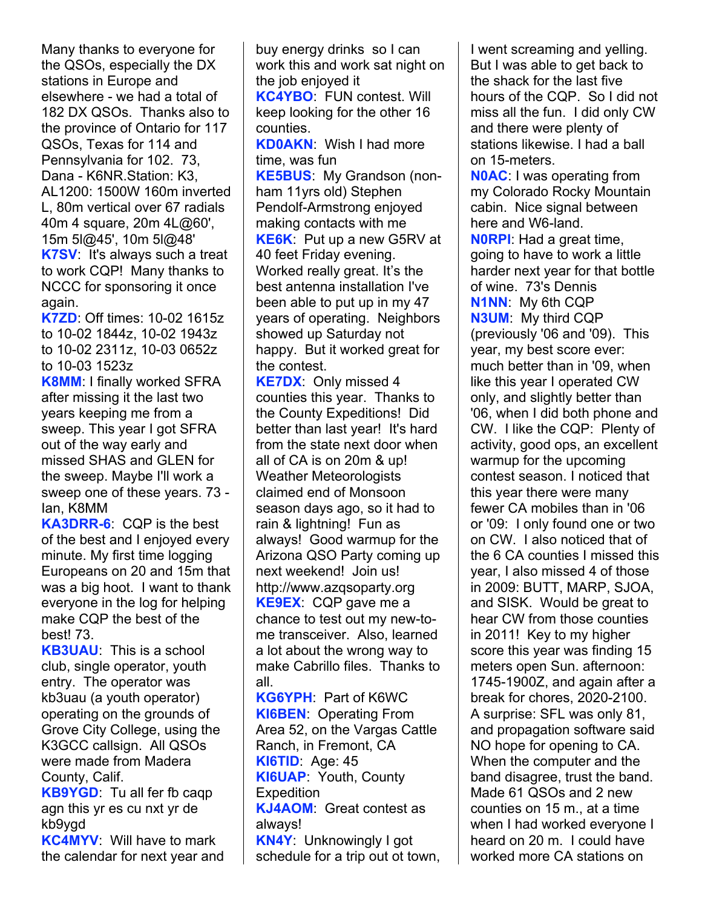Many thanks to everyone for the QSOs, especially the DX stations in Europe and elsewhere - we had a total of 182 DX QSOs. Thanks also to the province of Ontario for 117 QSOs, Texas for 114 and Pennsylvania for 102. 73, Dana - K6NR.Station: K3, AL1200: 1500W 160m inverted L, 80m vertical over 67 radials 40m 4 square, 20m 4L@60', 15m 5l@45', 10m 5l@48'

**K7SV**: It's always such a treat to work CQP! Many thanks to NCCC for sponsoring it once again.

**K7ZD**: Off times: 10-02 1615z to 10-02 1844z, 10-02 1943z to 10-02 2311z, 10-03 0652z to 10-03 1523z

**K8MM**: I finally worked SFRA after missing it the last two years keeping me from a sweep. This year I got SFRA out of the way early and missed SHAS and GLEN for the sweep. Maybe I'll work a sweep one of these years. 73 - Ian, K8MM

**KA3DRR-6**: CQP is the best of the best and I enjoyed every minute. My first time logging Europeans on 20 and 15m that was a big hoot. I want to thank everyone in the log for helping make CQP the best of the best! 73.

**KB3UAU**: This is a school club, single operator, youth entry. The operator was kb3uau (a youth operator) operating on the grounds of Grove City College, using the K3GCC callsign. All QSOs were made from Madera County, Calif.

**KB9YGD**: Tu all fer fb caqp agn this yr es cu nxt yr de kb9ygd

**KC4MYV**: Will have to mark the calendar for next year and buy energy drinks so I can work this and work sat night on the job enjoyed it

**KC4YBO**: FUN contest. Will keep looking for the other 16 counties.

**KD0AKN**: Wish I had more time, was fun

**KE5BUS**: My Grandson (non-ham 11yrs old) Stephen Pendolf-Armstrong enjoyed making contacts with me

**KE6K**: Put up a new G5RV at 40 feet Friday evening. Worked really great. It's the best antenna installation I've been able to put up in my 47 years of operating. Neighbors showed up Saturday not happy. But it worked great for the contest.

**KE7DX**: Only missed 4 counties this year. Thanks to the County Expeditions! Did better than last year! It's hard from the state next door when all of CA is on 20m & up! Weather Meteorologists claimed end of Monsoon season days ago, so it had to rain & lightning! Fun as always! Good warmup for the Arizona QSO Party coming up next weekend! Join us! http://www.azqsoparty.org

**KE9EX**: CQP gave me a chance to test out my new-to-me transceiver. Also, learned a lot about the wrong way to make Cabrillo files. Thanks to all.

**KG6YPH**: Part of K6WC

**KI6BEN**: Operating From Area 52, on the Vargas Cattle Ranch, in Fremont, CA

**KI6TID**: Age: 45

**KI6UAP**: Youth, County Expedition

**KJ4AOM**: Great contest as always!

**KN4Y**: Unknowingly I got schedule for a trip out ot town, I went screaming and yelling. But I was able to get back to the shack for the last five hours of the CQP. So I did not miss all the fun. I did only CW and there were plenty of stations likewise. I had a ball on 15-meters.

**N0AC**: I was operating from my Colorado Rocky Mountain cabin. Nice signal between here and W6-land.

**N0RPI**: Had a great time, going to have to work a little harder next year for that bottle of wine. 73's Dennis

**N1NN**: My 6th CQP

**N3UM**: My third CQP (previously '06 and '09). This year, my best score ever: much better than in '09, when like this year I operated CW only, and slightly better than '06, when I did both phone and CW. I like the CQP: Plenty of activity, good ops, an excellent warmup for the upcoming contest season. I noticed that this year there were many fewer CA mobiles than in '06 or '09: I only found one or two on CW. I also noticed that of the 6 CA counties I missed this year, I also missed 4 of those in 2009: BUTT, MARP, SJOA, and SISK. Would be great to hear CW from those counties in 2011! Key to my higher score this year was finding 15 meters open Sun. afternoon: 1745-1900Z, and again after a break for chores, 2020-2100. A surprise: SFL was only 81, and propagation software said NO hope for opening to CA. When the computer and the band disagree, trust the band. Made 61 QSOs and 2 new counties on 15 m., at a time when I had worked everyone I heard on 20 m. I could have worked more CA stations on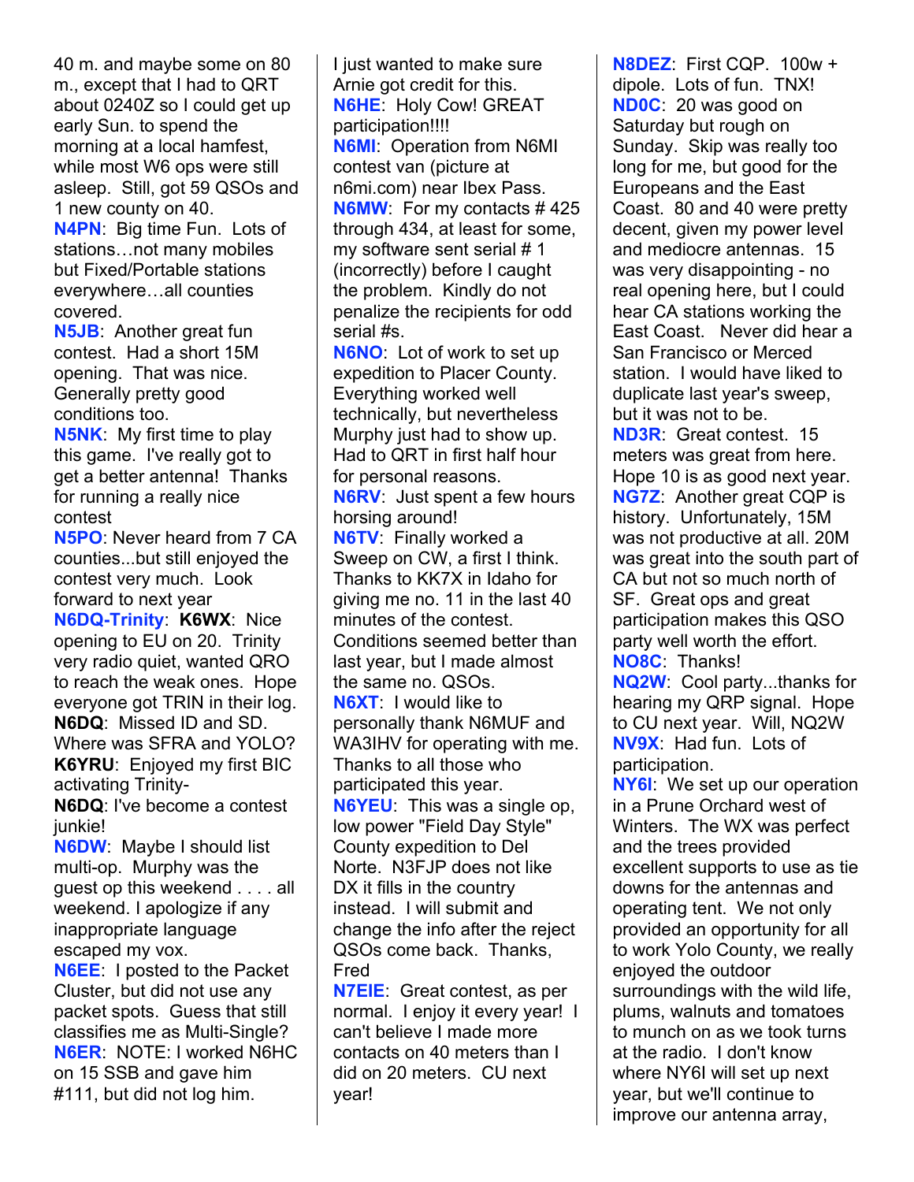40 m. and maybe some on 80 m., except that I had to QRT about 0240Z so I could get up early Sun. to spend the morning at a local hamfest, while most W6 ops were still asleep. Still, got 59 QSOs and 1 new county on 40.

**N4PN**: Big time Fun. Lots of stations…not many mobiles but Fixed/Portable stations everywhere…all counties covered.

**N5JB**: Another great fun contest. Had a short 15M opening. That was nice. Generally pretty good conditions too.

**N5NK**: My first time to play this game. I've really got to get a better antenna! Thanks for running a really nice contest

**N5PO**: Never heard from 7 CA counties...but still enjoyed the contest very much. Look forward to next year

**N6DQ-Trinity**: **K6WX**: Nice opening to EU on 20. Trinity very radio quiet, wanted QRO to reach the weak ones. Hope everyone got TRIN in their log. **N6DQ**: Missed ID and SD. Where was SFRA and YOLO? **K6YRU**: Enjoyed my first BIC activating Trinity- **N6DQ**: I've become a contest junkie!

**N6DW**: Maybe I should list multi-op. Murphy was the guest op this weekend . . . . all weekend. I apologize if any inappropriate language escaped my vox.

**N6EE**: I posted to the Packet Cluster, but did not use any packet spots. Guess that still classifies me as Multi-Single?

**N6ER**: NOTE: I worked N6HC on 15 SSB and gave him #111, but did not log him. I just wanted to make sure Arnie got credit for this.

**N6HE**: Holy Cow! GREAT participation!!!!

**N6MI**: Operation from N6MI contest van (picture at n6mi.com) near Ibex Pass.

**N6MW**: For my contacts # 425 through 434, at least for some, my software sent serial # 1 (incorrectly) before I caught the problem. Kindly do not penalize the recipients for odd serial #s.

**N6NO**: Lot of work to set up expedition to Placer County. Everything worked well technically, but nevertheless Murphy just had to show up. Had to QRT in first half hour for personal reasons.

**N6RV**: Just spent a few hours horsing around!

**N6TV**: Finally worked a Sweep on CW, a first I think. Thanks to KK7X in Idaho for giving me no. 11 in the last 40 minutes of the contest. Conditions seemed better than last year, but I made almost the same no. QSOs.

**N6XT**: I would like to personally thank N6MUF and WA3IHV for operating with me. Thanks to all those who participated this year.

**N6YEU**: This was a single op, low power "Field Day Style" County expedition to Del Norte. N3FJP does not like DX it fills in the country instead. I will submit and change the info after the reject QSOs come back. Thanks, Fred

**N7EIE**: Great contest, as per normal. I enjoy it every year! I can't believe I made more contacts on 40 meters than I did on 20 meters. CU next year!

**N8DEZ**: First CQP. 100w + dipole. Lots of fun. TNX!

**ND0C**: 20 was good on Saturday but rough on Sunday. Skip was really too long for me, but good for the Europeans and the East Coast. 80 and 40 were pretty decent, given my power level and mediocre antennas. 15 was very disappointing - no real opening here, but I could hear CA stations working the East Coast. Never did hear a San Francisco or Merced station. I would have liked to duplicate last year's sweep, but it was not to be.

**ND3R**: Great contest. 15 meters was great from here. Hope 10 is as good next year.

**NG7Z**: Another great CQP is history. Unfortunately, 15M was not productive at all. 20M was great into the south part of CA but not so much north of SF. Great ops and great participation makes this QSO party well worth the effort.

**NO8C**: Thanks!

**NQ2W**: Cool party...thanks for hearing my QRP signal. Hope to CU next year. Will, NQ2W

**NV9X**: Had fun. Lots of participation.

**NY6I**: We set up our operation in a Prune Orchard west of Winters. The WX was perfect and the trees provided excellent supports to use as tie downs for the antennas and operating tent. We not only provided an opportunity for all to work Yolo County, we really enjoyed the outdoor surroundings with the wild life, plums, walnuts and tomatoes to munch on as we took turns at the radio. I don't know where NY6I will set up next year, but we'll continue to improve our antenna array,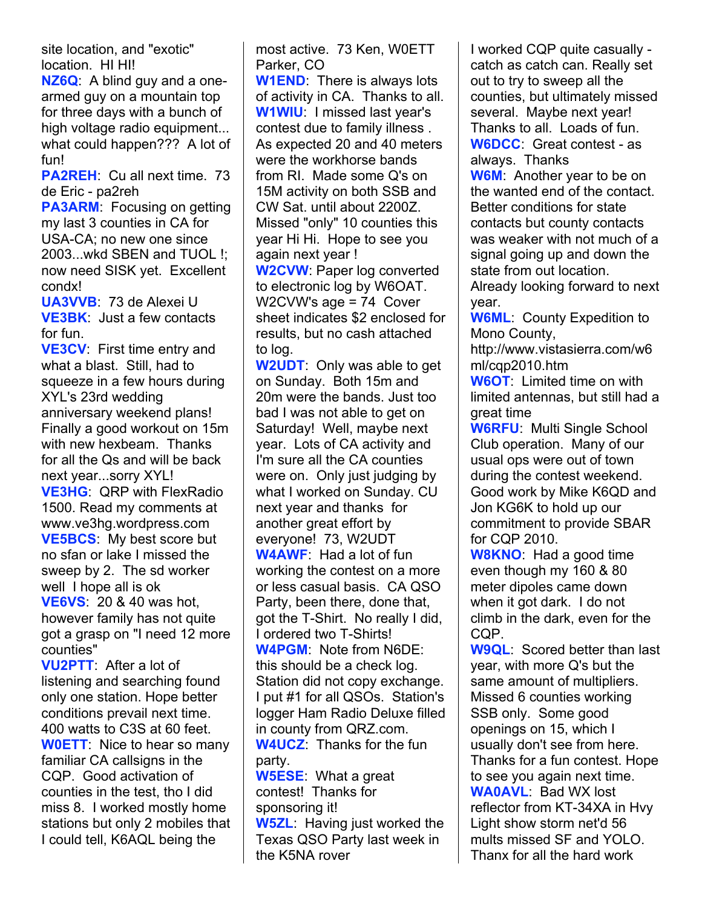site location, and "exotic" location. HI HI!

**NZ6Q**: A blind guy and a one-armed guy on a mountain top for three days with a bunch of high voltage radio equipment... what could happen??? A lot of fun!

**PA2REH**: Cu all next time. 73 de Eric - pa2reh

**PA3ARM**: Focusing on getting my last 3 counties in CA for USA-CA; no new one since 2003...wkd SBEN and TUOL !; now need SISK yet. Excellent condx!

**UA3VVB**: 73 de Alexei U

**VE3BK**: Just a few contacts for fun.

**VE3CV**: First time entry and what a blast. Still, had to squeeze in a few hours during XYL's 23rd wedding anniversary weekend plans! Finally a good workout on 15m with new hexbeam. Thanks for all the Qs and will be back next year...sorry XYL!

**VE3HG**: QRP with FlexRadio 1500. Read my comments at www.ve3hg.wordpress.com

**VE5BCS**: My best score but no sfan or lake I missed the sweep by 2. The sd worker well I hope all is ok

**VE6VS**: 20 & 40 was hot, however family has not quite got a grasp on "I need 12 more counties"

**VU2PTT**: After a lot of listening and searching found only one station. Hope better conditions prevail next time. 400 watts to C3S at 60 feet.

**W0ETT**: Nice to hear so many familiar CA callsigns in the CQP. Good activation of counties in the test, tho I did miss 8. I worked mostly home stations but only 2 mobiles that I could tell, K6AQL being the most active. 73 Ken, W0ETT Parker, CO

**W1END**: There is always lots of activity in CA. Thanks to all.

**W1WIU**: I missed last year's contest due to family illness . As expected 20 and 40 meters were the workhorse bands from RI. Made some Q's on 15M activity on both SSB and CW Sat. until about 2200Z. Missed "only" 10 counties this year Hi Hi. Hope to see you again next year !

**W2CVW**: Paper log converted to electronic log by W6OAT. W2CVW's age = 74 Cover sheet indicates $2 enclosed for results, but no cash attached to log.

**W2UDT**: Only was able to get on Sunday. Both 15m and 20m were the bands. Just too bad I was not able to get on Saturday! Well, maybe next year. Lots of CA activity and I'm sure all the CA counties were on. Only just judging by what I worked on Sunday. CU next year and thanks for another great effort by everyone! 73, W2UDT

**W4AWF**: Had a lot of fun working the contest on a more or less casual basis. CA QSO Party, been there, done that, got the T-Shirt. No really I did, I ordered two T-Shirts!

**W4PGM**: Note from N6DE: this should be a check log. Station did not copy exchange. I put #1 for all QSOs. Station's logger Ham Radio Deluxe filled in county from QRZ.com.

**W4UCZ**: Thanks for the fun party.

**W5ESE**: What a great contest! Thanks for sponsoring it!

**W5ZL**: Having just worked the Texas QSO Party last week in the K5NA rover I worked CQP quite casually - catch as catch can. Really set out to try to sweep all the counties, but ultimately missed several. Maybe next year! Thanks to all. Loads of fun.

**W6DCC**: Great contest - as always. Thanks

**W6M**: Another year to be on the wanted end of the contact. Better conditions for state contacts but county contacts was weaker with not much of a signal going up and down the state from out location. Already looking forward to next year.

**W6ML**: County Expedition to Mono County, http://www.vistasierra.com/w6ml/cqp2010.htm

**W6OT**: Limited time on with limited antennas, but still had a great time

**W6RFU**: Multi Single School Club operation. Many of our usual ops were out of town during the contest weekend. Good work by Mike K6QD and Jon KG6K to hold up our commitment to provide SBAR for CQP 2010.

**W8KNO**: Had a good time even though my 160 & 80 meter dipoles came down when it got dark. I do not climb in the dark, even for the CQP.

**W9QL**: Scored better than last year, with more Q's but the same amount of multipliers. Missed 6 counties working SSB only. Some good openings on 15, which I usually don't see from here. Thanks for a fun contest. Hope to see you again next time.

**WA0AVL**: Bad WX lost reflector from KT-34XA in Hvy Light show storm net'd 56 mults missed SF and YOLO. Thanx for all the hard work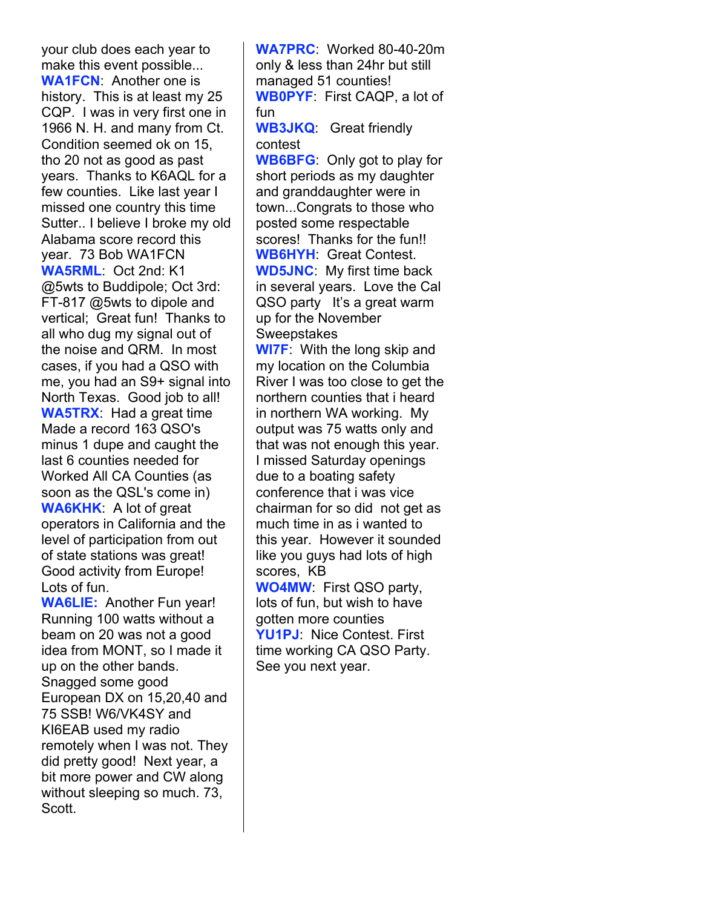your club does each year to make this event possible...

**WA1FCN**: Another one is history. This is at least my 25 CQP. I was in very first one in 1966 N. H. and many from Ct. Condition seemed ok on 15, tho 20 not as good as past years. Thanks to K6AQL for a few counties. Like last year I missed one country this time Sutter.. I believe I broke my old Alabama score record this year. 73 Bob WA1FCN

**WA5RML**: Oct 2nd: K1 @5wts to Buddipole; Oct 3rd: FT-817 @5wts to dipole and vertical; Great fun! Thanks to all who dug my signal out of the noise and QRM. In most cases, if you had a QSO with me, you had an S9+ signal into North Texas. Good job to all!

**WA5TRX**: Had a great time Made a record 163 QSO's minus 1 dupe and caught the last 6 counties needed for Worked All CA Counties (as soon as the QSL's come in)

**WA6KHK**: A lot of great operators in California and the level of participation from out of state stations was great! Good activity from Europe! Lots of fun.

**WA6LIE:** Another Fun year! Running 100 watts without a beam on 20 was not a good idea from MONT, so I made it up on the other bands. Snagged some good European DX on 15,20,40 and 75 SSB! W6/VK4SY and KI6EAB used my radio remotely when I was not. They did pretty good! Next year, a bit more power and CW along without sleeping so much. 73, Scott.

**WA7PRC**: Worked 80-40-20m only & less than 24hr but still managed 51 counties!

**WB0PYF**: First CAQP, a lot of fun

**WB3JKQ**: Great friendly contest

**WB6BFG**: Only got to play for short periods as my daughter and granddaughter were in town...Congrats to those who posted some respectable scores! Thanks for the fun!!

**WB6HYH**: Great Contest.

**WD5JNC**: My first time back in several years. Love the Cal QSO party It's a great warm up for the November Sweepstakes

**WI7F**: With the long skip and my location on the Columbia River I was too close to get the northern counties that i heard in northern WA working. My output was 75 watts only and that was not enough this year. I missed Saturday openings due to a boating safety conference that i was vice chairman for so did not get as much time in as i wanted to this year. However it sounded like you guys had lots of high scores, KB

**WO4MW**: First QSO party, lots of fun, but wish to have gotten more counties

**YU1PJ**: Nice Contest. First time working CA QSO Party. See you next year.